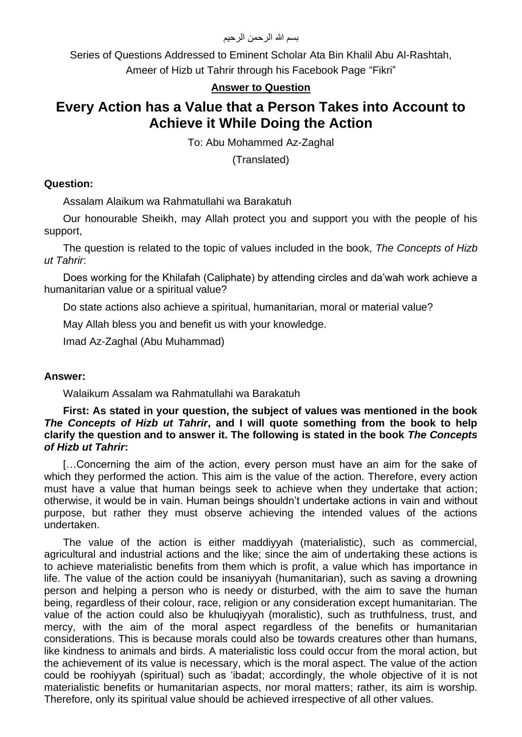بسم الله الرحمن الرحيم

Series of Questions Addressed to Eminent Scholar Ata Bin Khalil Abu Al-Rashtah, Ameer of Hizb ut Tahrir through his Facebook Page "Fikri"

**Answer to Question**

# Every Action has a Value that a Person Takes into Account to Achieve it While Doing the Action

To: Abu Mohammed Az-Zaghal

(Translated)

**Question:**

Assalam Alaikum wa Rahmatullahi wa Barakatuh

Our honourable Sheikh, may Allah protect you and support you with the people of his support,

The question is related to the topic of values included in the book, *The Concepts of Hizb ut Tahrir*:

Does working for the Khilafah (Caliphate) by attending circles and da'wah work achieve a humanitarian value or a spiritual value?

Do state actions also achieve a spiritual, humanitarian, moral or material value?

May Allah bless you and benefit us with your knowledge.

Imad Az-Zaghal (Abu Muhammad)

**Answer:**

Walaikum Assalam wa Rahmatullahi wa Barakatuh

**First: As stated in your question, the subject of values was mentioned in the book *The Concepts of Hizb ut Tahrir*, and I will quote something from the book to help clarify the question and to answer it. The following is stated in the book *The Concepts of Hizb ut Tahrir*:**

[…Concerning the aim of the action, every person must have an aim for the sake of which they performed the action. This aim is the value of the action. Therefore, every action must have a value that human beings seek to achieve when they undertake that action; otherwise, it would be in vain. Human beings shouldn't undertake actions in vain and without purpose, but rather they must observe achieving the intended values of the actions undertaken.

The value of the action is either maddiyyah (materialistic), such as commercial, agricultural and industrial actions and the like; since the aim of undertaking these actions is to achieve materialistic benefits from them which is profit, a value which has importance in life. The value of the action could be insaniyyah (humanitarian), such as saving a drowning person and helping a person who is needy or disturbed, with the aim to save the human being, regardless of their colour, race, religion or any consideration except humanitarian. The value of the action could also be khuluqiyyah (moralistic), such as truthfulness, trust, and mercy, with the aim of the moral aspect regardless of the benefits or humanitarian considerations. This is because morals could also be towards creatures other than humans, like kindness to animals and birds. A materialistic loss could occur from the moral action, but the achievement of its value is necessary, which is the moral aspect. The value of the action could be roohiyyah (spiritual) such as 'ibadat; accordingly, the whole objective of it is not materialistic benefits or humanitarian aspects, nor moral matters; rather, its aim is worship. Therefore, only its spiritual value should be achieved irrespective of all other values.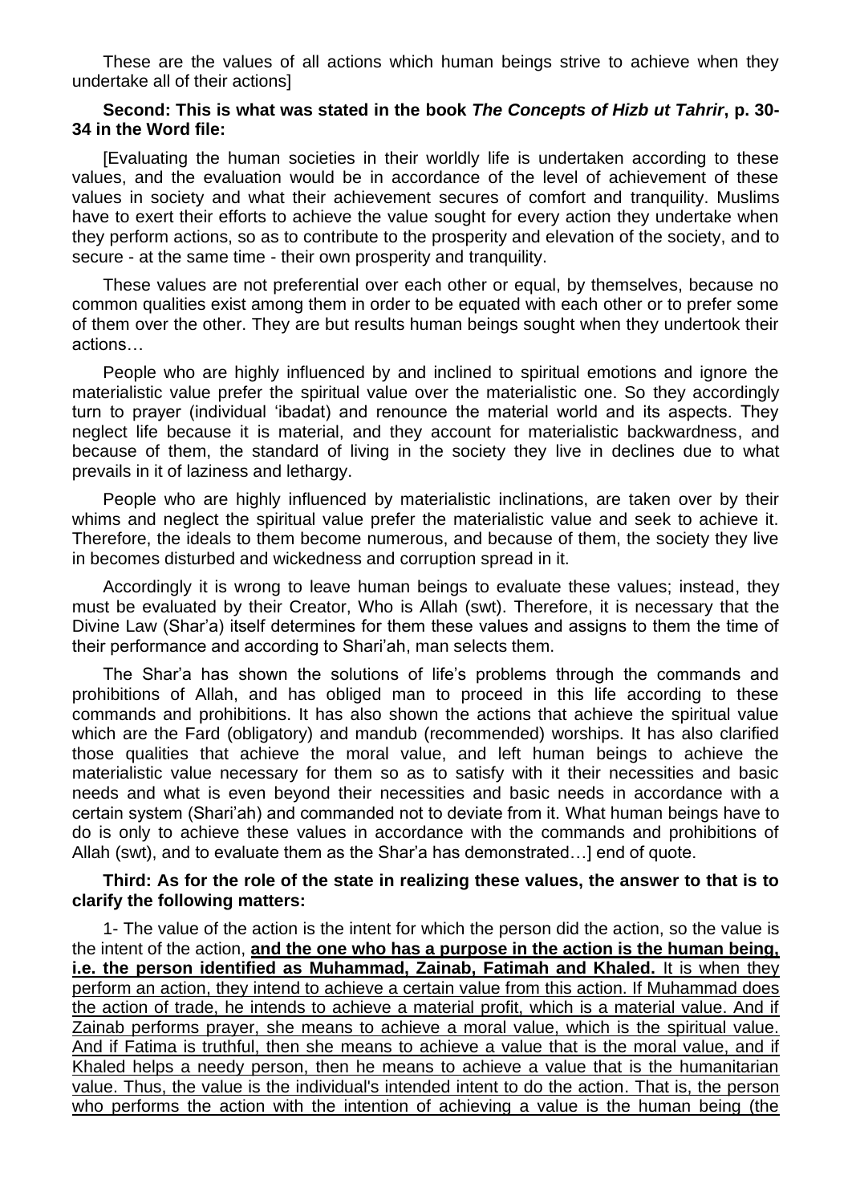These are the values of all actions which human beings strive to achieve when they undertake all of their actions]

**Second: This is what was stated in the book *The Concepts of Hizb ut Tahrir*, p. 30-34 in the Word file:**

[Evaluating the human societies in their worldly life is undertaken according to these values, and the evaluation would be in accordance of the level of achievement of these values in society and what their achievement secures of comfort and tranquility. Muslims have to exert their efforts to achieve the value sought for every action they undertake when they perform actions, so as to contribute to the prosperity and elevation of the society, and to secure - at the same time - their own prosperity and tranquility.

These values are not preferential over each other or equal, by themselves, because no common qualities exist among them in order to be equated with each other or to prefer some of them over the other. They are but results human beings sought when they undertook their actions…

People who are highly influenced by and inclined to spiritual emotions and ignore the materialistic value prefer the spiritual value over the materialistic one. So they accordingly turn to prayer (individual 'ibadat) and renounce the material world and its aspects. They neglect life because it is material, and they account for materialistic backwardness, and because of them, the standard of living in the society they live in declines due to what prevails in it of laziness and lethargy.

People who are highly influenced by materialistic inclinations, are taken over by their whims and neglect the spiritual value prefer the materialistic value and seek to achieve it. Therefore, the ideals to them become numerous, and because of them, the society they live in becomes disturbed and wickedness and corruption spread in it.

Accordingly it is wrong to leave human beings to evaluate these values; instead, they must be evaluated by their Creator, Who is Allah (swt). Therefore, it is necessary that the Divine Law (Shar'a) itself determines for them these values and assigns to them the time of their performance and according to Shari'ah, man selects them.

The Shar'a has shown the solutions of life's problems through the commands and prohibitions of Allah, and has obliged man to proceed in this life according to these commands and prohibitions. It has also shown the actions that achieve the spiritual value which are the Fard (obligatory) and mandub (recommended) worships. It has also clarified those qualities that achieve the moral value, and left human beings to achieve the materialistic value necessary for them so as to satisfy with it their necessities and basic needs and what is even beyond their necessities and basic needs in accordance with a certain system (Shari'ah) and commanded not to deviate from it. What human beings have to do is only to achieve these values in accordance with the commands and prohibitions of Allah (swt), and to evaluate them as the Shar'a has demonstrated…] end of quote.

**Third: As for the role of the state in realizing these values, the answer to that is to clarify the following matters:**

1- The value of the action is the intent for which the person did the action, so the value is the intent of the action, **<u>and the one who has a purpose in the action is the human being, i.e. the person identified as Muhammad, Zainab, Fatimah and Khaled.</u>** <u>It is when they perform an action, they intend to achieve a certain value from this action. If Muhammad does the action of trade, he intends to achieve a material profit, which is a material value. And if Zainab performs prayer, she means to achieve a moral value, which is the spiritual value. And if Fatima is truthful, then she means to achieve a value that is the moral value, and if Khaled helps a needy person, then he means to achieve a value that is the humanitarian value. Thus, the value is the individual's intended intent to do the action. That is, the person who performs the action with the intention of achieving a value is the human being (the</u>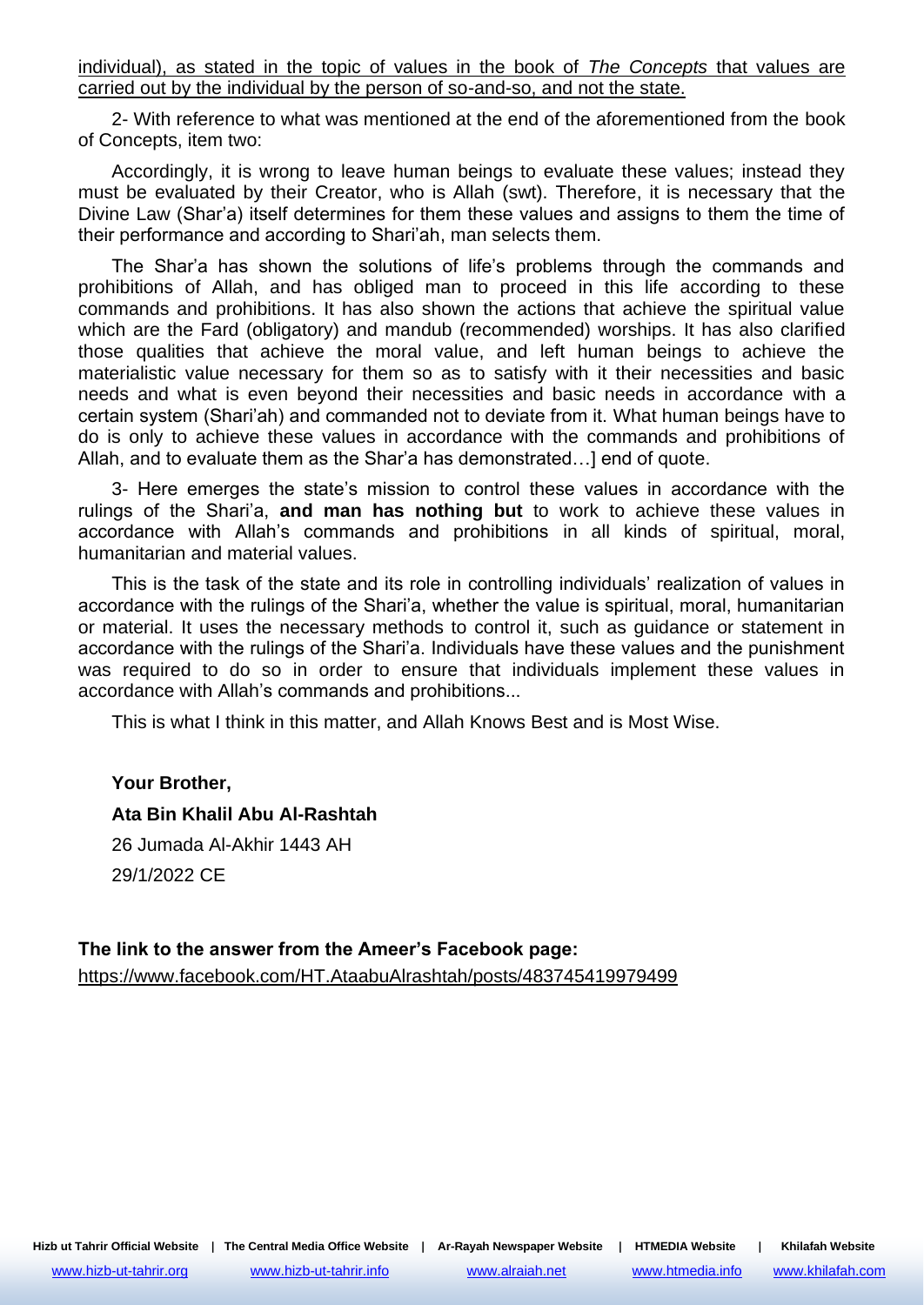individual), as stated in the topic of values in the book of *The Concepts* that values are carried out by the individual by the person of so-and-so, and not the state.

2- With reference to what was mentioned at the end of the aforementioned from the book of Concepts, item two:

Accordingly, it is wrong to leave human beings to evaluate these values; instead they must be evaluated by their Creator, who is Allah (swt). Therefore, it is necessary that the Divine Law (Shar'a) itself determines for them these values and assigns to them the time of their performance and according to Shari'ah, man selects them.

The Shar'a has shown the solutions of life's problems through the commands and prohibitions of Allah, and has obliged man to proceed in this life according to these commands and prohibitions. It has also shown the actions that achieve the spiritual value which are the Fard (obligatory) and mandub (recommended) worships. It has also clarified those qualities that achieve the moral value, and left human beings to achieve the materialistic value necessary for them so as to satisfy with it their necessities and basic needs and what is even beyond their necessities and basic needs in accordance with a certain system (Shari'ah) and commanded not to deviate from it. What human beings have to do is only to achieve these values in accordance with the commands and prohibitions of Allah, and to evaluate them as the Shar'a has demonstrated…] end of quote.

3- Here emerges the state's mission to control these values in accordance with the rulings of the Shari'a, **and man has nothing but** to work to achieve these values in accordance with Allah's commands and prohibitions in all kinds of spiritual, moral, humanitarian and material values.

This is the task of the state and its role in controlling individuals' realization of values in accordance with the rulings of the Shari'a, whether the value is spiritual, moral, humanitarian or material. It uses the necessary methods to control it, such as guidance or statement in accordance with the rulings of the Shari'a. Individuals have these values and the punishment was required to do so in order to ensure that individuals implement these values in accordance with Allah's commands and prohibitions...

This is what I think in this matter, and Allah Knows Best and is Most Wise.

**Your Brother,**

**Ata Bin Khalil Abu Al-Rashtah**

26 Jumada Al-Akhir 1443 AH

29/1/2022 CE

**The link to the answer from the Ameer's Facebook page:**

https://www.facebook.com/HT.AtaabuAlrashtah/posts/483745419979499